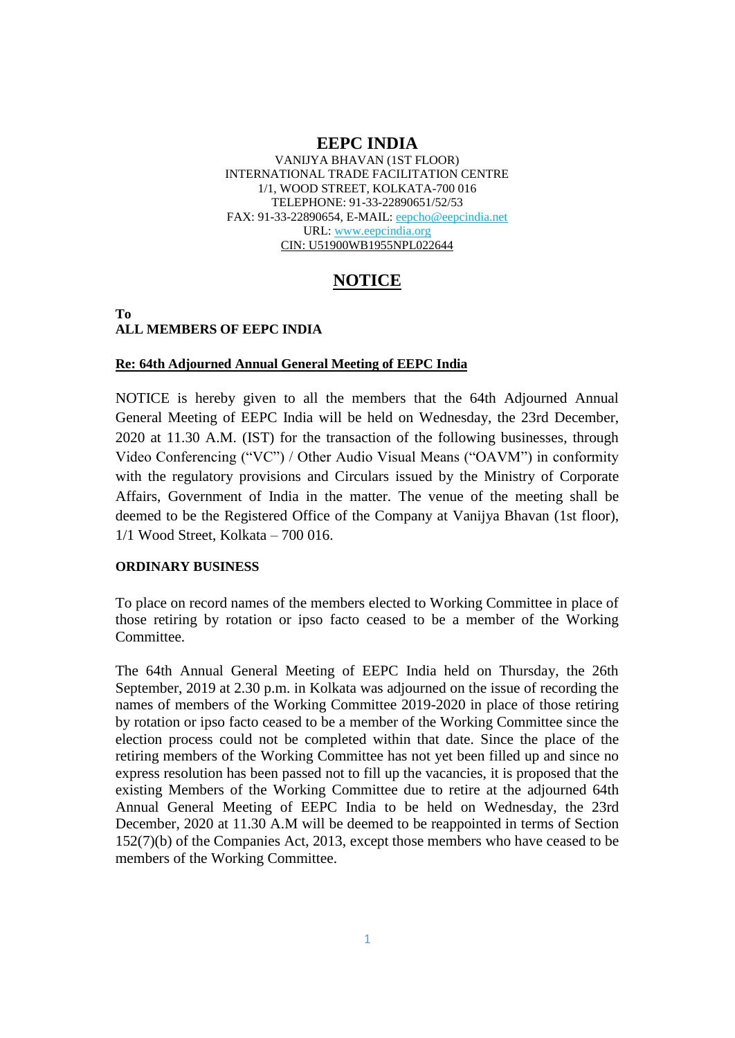# EEPC INDIA

VANIJYA BHAVAN (1ST FLOOR)
INTERNATIONAL TRADE FACILITATION CENTRE
1/1, WOOD STREET, KOLKATA-700 016
TELEPHONE: 91-33-22890651/52/53
FAX: 91-33-22890654, E-MAIL: eepcho@eepcindia.net
URL: www.eepcindia.org
CIN: U51900WB1955NPL022644

## NOTICE

**To**
**ALL MEMBERS OF EEPC INDIA**

**Re: 64th Adjourned Annual General Meeting of EEPC India**

NOTICE is hereby given to all the members that the 64th Adjourned Annual General Meeting of EEPC India will be held on Wednesday, the 23rd December, 2020 at 11.30 A.M. (IST) for the transaction of the following businesses, through Video Conferencing ("VC") / Other Audio Visual Means ("OAVM") in conformity with the regulatory provisions and Circulars issued by the Ministry of Corporate Affairs, Government of India in the matter. The venue of the meeting shall be deemed to be the Registered Office of the Company at Vanijya Bhavan (1st floor), 1/1 Wood Street, Kolkata – 700 016.

**ORDINARY BUSINESS**

To place on record names of the members elected to Working Committee in place of those retiring by rotation or ipso facto ceased to be a member of the Working Committee.

The 64th Annual General Meeting of EEPC India held on Thursday, the 26th September, 2019 at 2.30 p.m. in Kolkata was adjourned on the issue of recording the names of members of the Working Committee 2019-2020 in place of those retiring by rotation or ipso facto ceased to be a member of the Working Committee since the election process could not be completed within that date. Since the place of the retiring members of the Working Committee has not yet been filled up and since no express resolution has been passed not to fill up the vacancies, it is proposed that the existing Members of the Working Committee due to retire at the adjourned 64th Annual General Meeting of EEPC India to be held on Wednesday, the 23rd December, 2020 at 11.30 A.M will be deemed to be reappointed in terms of Section 152(7)(b) of the Companies Act, 2013, except those members who have ceased to be members of the Working Committee.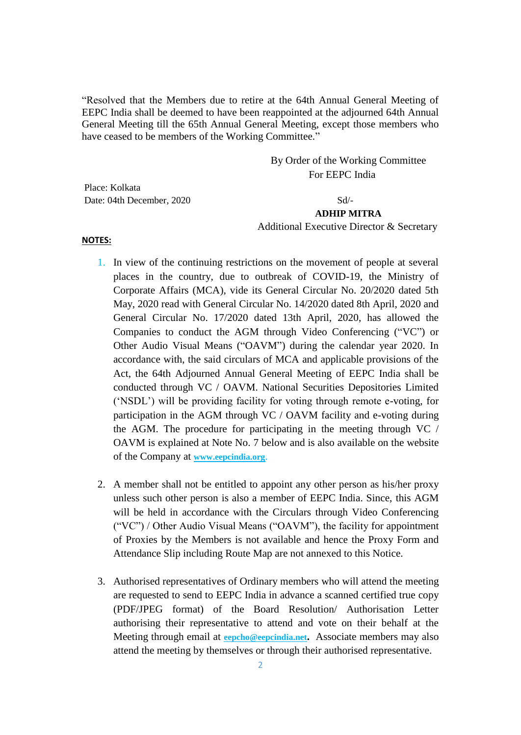"Resolved that the Members due to retire at the 64th Annual General Meeting of EEPC India shall be deemed to have been reappointed at the adjourned 64th Annual General Meeting till the 65th Annual General Meeting, except those members who have ceased to be members of the Working Committee."

By Order of the Working Committee
For EEPC India

Place: Kolkata
Date: 04th December, 2020

Sd/-
**ADHIP MITRA**
Additional Executive Director & Secretary

**NOTES:**

1. In view of the continuing restrictions on the movement of people at several places in the country, due to outbreak of COVID-19, the Ministry of Corporate Affairs (MCA), vide its General Circular No. 20/2020 dated 5th May, 2020 read with General Circular No. 14/2020 dated 8th April, 2020 and General Circular No. 17/2020 dated 13th April, 2020, has allowed the Companies to conduct the AGM through Video Conferencing ("VC") or Other Audio Visual Means ("OAVM") during the calendar year 2020. In accordance with, the said circulars of MCA and applicable provisions of the Act, the 64th Adjourned Annual General Meeting of EEPC India shall be conducted through VC / OAVM. National Securities Depositories Limited ('NSDL') will be providing facility for voting through remote e-voting, for participation in the AGM through VC / OAVM facility and e-voting during the AGM. The procedure for participating in the meeting through VC / OAVM is explained at Note No. 7 below and is also available on the website of the Company at **www.eepcindia.org**.

2. A member shall not be entitled to appoint any other person as his/her proxy unless such other person is also a member of EEPC India. Since, this AGM will be held in accordance with the Circulars through Video Conferencing ("VC") / Other Audio Visual Means ("OAVM"), the facility for appointment of Proxies by the Members is not available and hence the Proxy Form and Attendance Slip including Route Map are not annexed to this Notice.

3. Authorised representatives of Ordinary members who will attend the meeting are requested to send to EEPC India in advance a scanned certified true copy (PDF/JPEG format) of the Board Resolution/ Authorisation Letter authorising their representative to attend and vote on their behalf at the Meeting through email at **eepcho@eepcindia.net**. Associate members may also attend the meeting by themselves or through their authorised representative.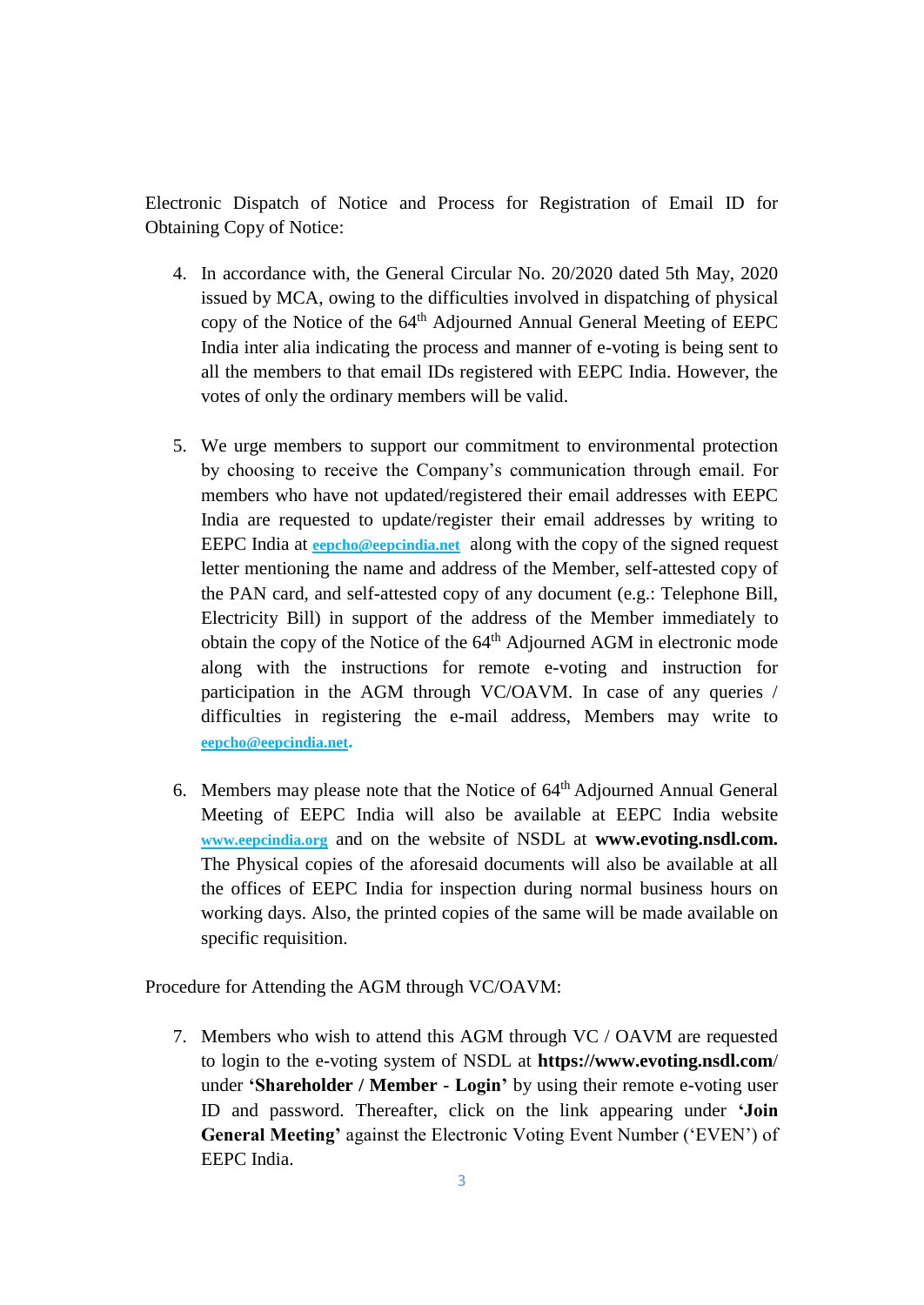Electronic Dispatch of Notice and Process for Registration of Email ID for Obtaining Copy of Notice:

4. In accordance with, the General Circular No. 20/2020 dated 5th May, 2020 issued by MCA, owing to the difficulties involved in dispatching of physical copy of the Notice of the 64th Adjourned Annual General Meeting of EEPC India inter alia indicating the process and manner of e-voting is being sent to all the members to that email IDs registered with EEPC India. However, the votes of only the ordinary members will be valid.

5. We urge members to support our commitment to environmental protection by choosing to receive the Company's communication through email. For members who have not updated/registered their email addresses with EEPC India are requested to update/register their email addresses by writing to EEPC India at eepcho@eepcindia.net along with the copy of the signed request letter mentioning the name and address of the Member, self-attested copy of the PAN card, and self-attested copy of any document (e.g.: Telephone Bill, Electricity Bill) in support of the address of the Member immediately to obtain the copy of the Notice of the 64th Adjourned AGM in electronic mode along with the instructions for remote e-voting and instruction for participation in the AGM through VC/OAVM. In case of any queries / difficulties in registering the e-mail address, Members may write to eepcho@eepcindia.net.

6. Members may please note that the Notice of 64th Adjourned Annual General Meeting of EEPC India will also be available at EEPC India website www.eepcindia.org and on the website of NSDL at **www.evoting.nsdl.com.** The Physical copies of the aforesaid documents will also be available at all the offices of EEPC India for inspection during normal business hours on working days. Also, the printed copies of the same will be made available on specific requisition.

Procedure for Attending the AGM through VC/OAVM:

7. Members who wish to attend this AGM through VC / OAVM are requested to login to the e-voting system of NSDL at **https://www.evoting.nsdl.com/** under **'Shareholder / Member - Login'** by using their remote e-voting user ID and password. Thereafter, click on the link appearing under **'Join General Meeting'** against the Electronic Voting Event Number ('EVEN') of EEPC India.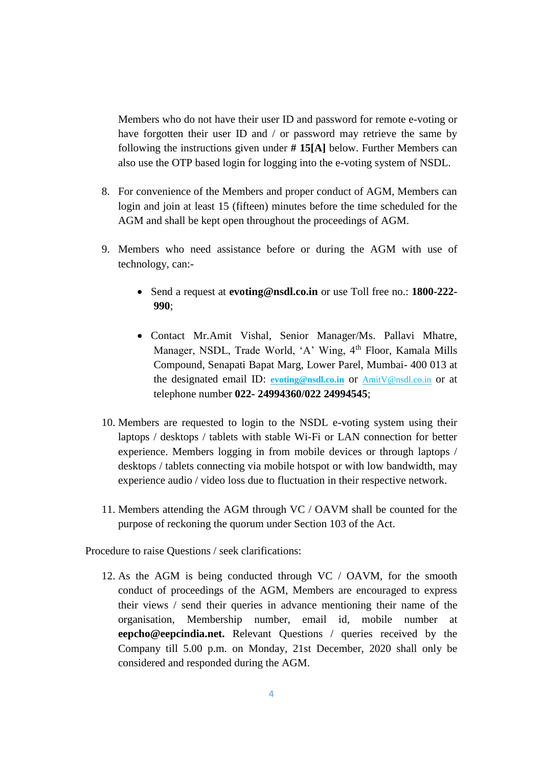Members who do not have their user ID and password for remote e-voting or have forgotten their user ID and / or password may retrieve the same by following the instructions given under **# 15[A]** below. Further Members can also use the OTP based login for logging into the e-voting system of NSDL.

8. For convenience of the Members and proper conduct of AGM, Members can login and join at least 15 (fifteen) minutes before the time scheduled for the AGM and shall be kept open throughout the proceedings of AGM.

9. Members who need assistance before or during the AGM with use of technology, can:-

   - Send a request at **evoting@nsdl.co.in** or use Toll free no.: **1800-222-990**;

   - Contact Mr.Amit Vishal, Senior Manager/Ms. Pallavi Mhatre, Manager, NSDL, Trade World, 'A' Wing, 4th Floor, Kamala Mills Compound, Senapati Bapat Marg, Lower Parel, Mumbai- 400 013 at the designated email ID: **evoting@nsdl.co.in** or AmitV@nsdl.co.in or at telephone number **022- 24994360/022 24994545**;

10. Members are requested to login to the NSDL e-voting system using their laptops / desktops / tablets with stable Wi-Fi or LAN connection for better experience. Members logging in from mobile devices or through laptops / desktops / tablets connecting via mobile hotspot or with low bandwidth, may experience audio / video loss due to fluctuation in their respective network.

11. Members attending the AGM through VC / OAVM shall be counted for the purpose of reckoning the quorum under Section 103 of the Act.

Procedure to raise Questions / seek clarifications:

12. As the AGM is being conducted through VC / OAVM, for the smooth conduct of proceedings of the AGM, Members are encouraged to express their views / send their queries in advance mentioning their name of the organisation, Membership number, email id, mobile number at **eepcho@eepcindia.net.** Relevant Questions / queries received by the Company till 5.00 p.m. on Monday, 21st December, 2020 shall only be considered and responded during the AGM.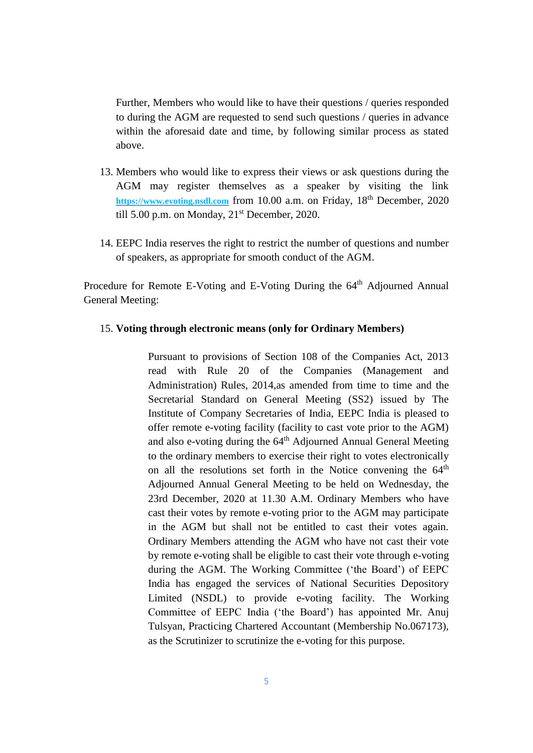Further, Members who would like to have their questions / queries responded to during the AGM are requested to send such questions / queries in advance within the aforesaid date and time, by following similar process as stated above.

13. Members who would like to express their views or ask questions during the AGM may register themselves as a speaker by visiting the link [https://www.evoting.nsdl.com](https://www.evoting.nsdl.com) from 10.00 a.m. on Friday, 18th December, 2020 till 5.00 p.m. on Monday, 21st December, 2020.

14. EEPC India reserves the right to restrict the number of questions and number of speakers, as appropriate for smooth conduct of the AGM.

Procedure for Remote E-Voting and E-Voting During the 64th Adjourned Annual General Meeting:

15. **Voting through electronic means (only for Ordinary Members)**

    Pursuant to provisions of Section 108 of the Companies Act, 2013 read with Rule 20 of the Companies (Management and Administration) Rules, 2014,as amended from time to time and the Secretarial Standard on General Meeting (SS2) issued by The Institute of Company Secretaries of India, EEPC India is pleased to offer remote e-voting facility (facility to cast vote prior to the AGM) and also e-voting during the 64th Adjourned Annual General Meeting to the ordinary members to exercise their right to votes electronically on all the resolutions set forth in the Notice convening the 64th Adjourned Annual General Meeting to be held on Wednesday, the 23rd December, 2020 at 11.30 A.M. Ordinary Members who have cast their votes by remote e-voting prior to the AGM may participate in the AGM but shall not be entitled to cast their votes again. Ordinary Members attending the AGM who have not cast their vote by remote e-voting shall be eligible to cast their vote through e-voting during the AGM. The Working Committee ('the Board') of EEPC India has engaged the services of National Securities Depository Limited (NSDL) to provide e-voting facility. The Working Committee of EEPC India ('the Board') has appointed Mr. Anuj Tulsyan, Practicing Chartered Accountant (Membership No.067173), as the Scrutinizer to scrutinize the e-voting for this purpose.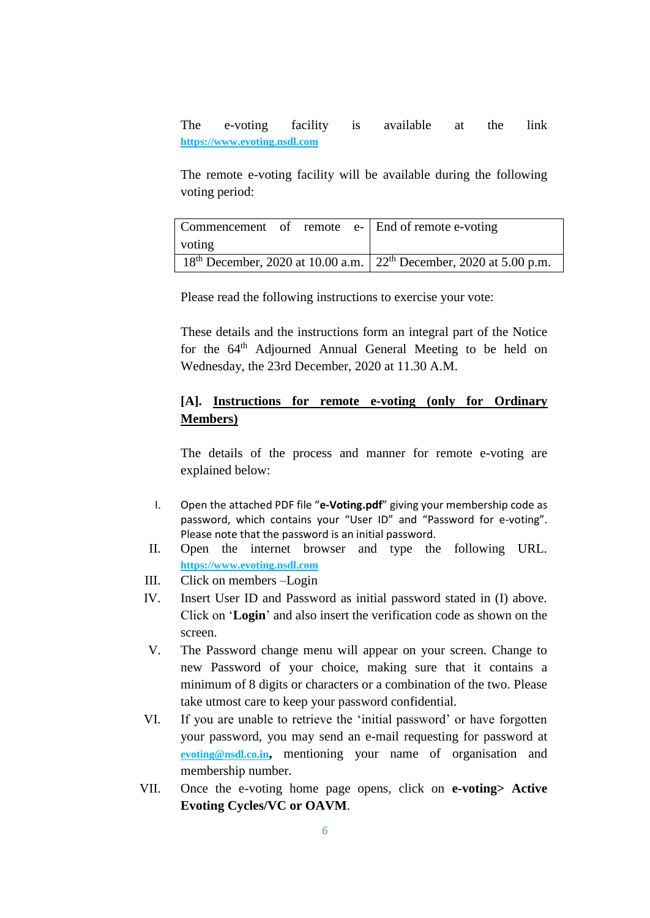The e-voting facility is available at the link https://www.evoting.nsdl.com

The remote e-voting facility will be available during the following voting period:

| Commencement of remote e-voting | End of remote e-voting |
|---|---|
| 18th December, 2020 at 10.00 a.m. | 22th December, 2020 at 5.00 p.m. |

Please read the following instructions to exercise your vote:

These details and the instructions form an integral part of the Notice for the 64th Adjourned Annual General Meeting to be held on Wednesday, the 23rd December, 2020 at 11.30 A.M.

**[A]. <u>Instructions for remote e-voting (only for Ordinary Members)</u>**

The details of the process and manner for remote e-voting are explained below:

I. Open the attached PDF file "**e-Voting.pdf**" giving your membership code as password, which contains your "User ID" and "Password for e-voting". Please note that the password is an initial password.

II. Open the internet browser and type the following URL. https://www.evoting.nsdl.com

III. Click on members –Login

IV. Insert User ID and Password as initial password stated in (I) above. Click on '**Login**' and also insert the verification code as shown on the screen.

V. The Password change menu will appear on your screen. Change to new Password of your choice, making sure that it contains a minimum of 8 digits or characters or a combination of the two. Please take utmost care to keep your password confidential.

VI. If you are unable to retrieve the 'initial password' or have forgotten your password, you may send an e-mail requesting for password at evoting@nsdl.co.in, mentioning your name of organisation and membership number.

VII. Once the e-voting home page opens, click on **e-voting> Active Evoting Cycles/VC or OAVM**.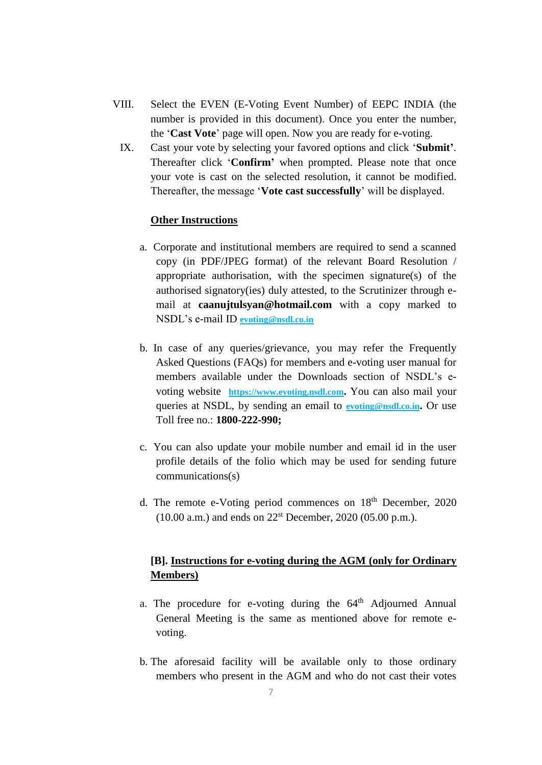VIII. Select the EVEN (E-Voting Event Number) of EEPC INDIA (the number is provided in this document). Once you enter the number, the '**Cast Vote**' page will open. Now you are ready for e-voting.

IX. Cast your vote by selecting your favored options and click '**Submit'**. Thereafter click '**Confirm'** when prompted. Please note that once your vote is cast on the selected resolution, it cannot be modified. Thereafter, the message '**Vote cast successfully**' will be displayed.

**Other Instructions**

a. Corporate and institutional members are required to send a scanned copy (in PDF/JPEG format) of the relevant Board Resolution / appropriate authorisation, with the specimen signature(s) of the authorised signatory(ies) duly attested, to the Scrutinizer through e-mail at **caanujtulsyan@hotmail.com** with a copy marked to NSDL's e-mail ID **evoting@nsdl.co.in**

b. In case of any queries/grievance, you may refer the Frequently Asked Questions (FAQs) for members and e-voting user manual for members available under the Downloads section of NSDL's e-voting website **https://www.evoting.nsdl.com.** You can also mail your queries at NSDL, by sending an email to **evoting@nsdl.co.in.** Or use Toll free no.: **1800-222-990;**

c. You can also update your mobile number and email id in the user profile details of the folio which may be used for sending future communications(s)

d. The remote e-Voting period commences on 18th December, 2020 (10.00 a.m.) and ends on 22st December, 2020 (05.00 p.m.).

**[B]. Instructions for e-voting during the AGM (only for Ordinary Members)**

a. The procedure for e-voting during the 64th Adjourned Annual General Meeting is the same as mentioned above for remote e-voting.

b. The aforesaid facility will be available only to those ordinary members who present in the AGM and who do not cast their votes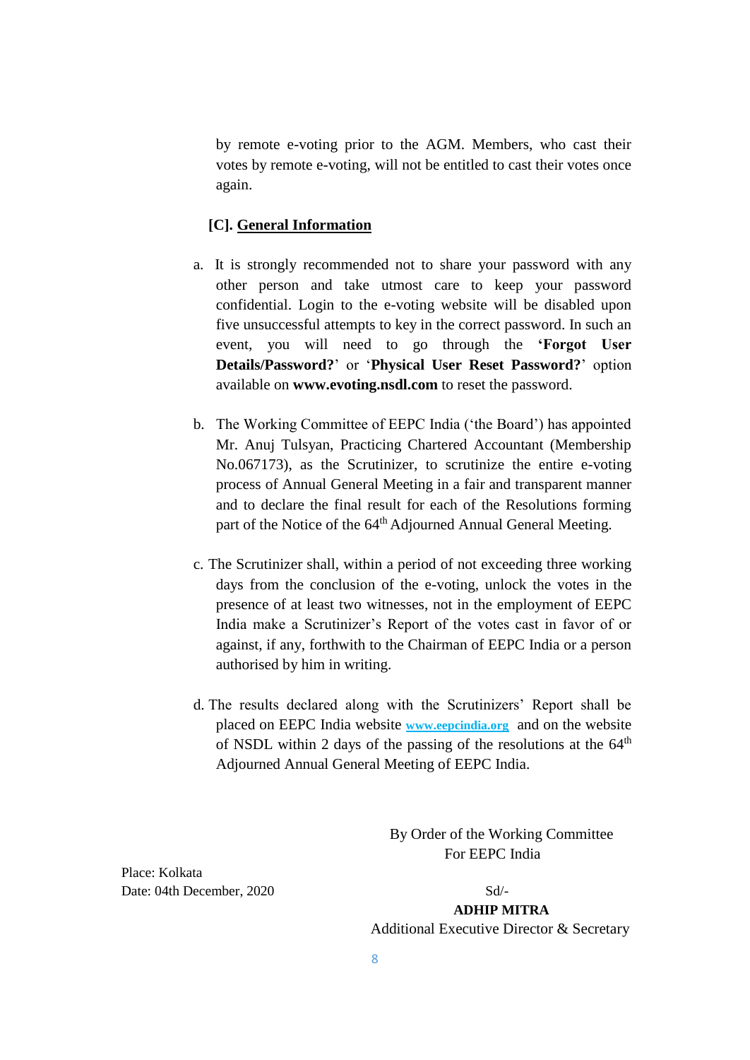by remote e-voting prior to the AGM. Members, who cast their votes by remote e-voting, will not be entitled to cast their votes once again.

**[C]. General Information**

a. It is strongly recommended not to share your password with any other person and take utmost care to keep your password confidential. Login to the e-voting website will be disabled upon five unsuccessful attempts to key in the correct password. In such an event, you will need to go through the **'Forgot User Details/Password?**' or '**Physical User Reset Password?**' option available on **www.evoting.nsdl.com** to reset the password.

b. The Working Committee of EEPC India ('the Board') has appointed Mr. Anuj Tulsyan, Practicing Chartered Accountant (Membership No.067173), as the Scrutinizer, to scrutinize the entire e-voting process of Annual General Meeting in a fair and transparent manner and to declare the final result for each of the Resolutions forming part of the Notice of the 64th Adjourned Annual General Meeting.

c. The Scrutinizer shall, within a period of not exceeding three working days from the conclusion of the e-voting, unlock the votes in the presence of at least two witnesses, not in the employment of EEPC India make a Scrutinizer's Report of the votes cast in favor of or against, if any, forthwith to the Chairman of EEPC India or a person authorised by him in writing.

d. The results declared along with the Scrutinizers' Report shall be placed on EEPC India website **www.eepcindia.org** and on the website of NSDL within 2 days of the passing of the resolutions at the 64th Adjourned Annual General Meeting of EEPC India.

By Order of the Working Committee
For EEPC India

Place: Kolkata
Date: 04th December, 2020

Sd/-
**ADHIP MITRA**
Additional Executive Director & Secretary